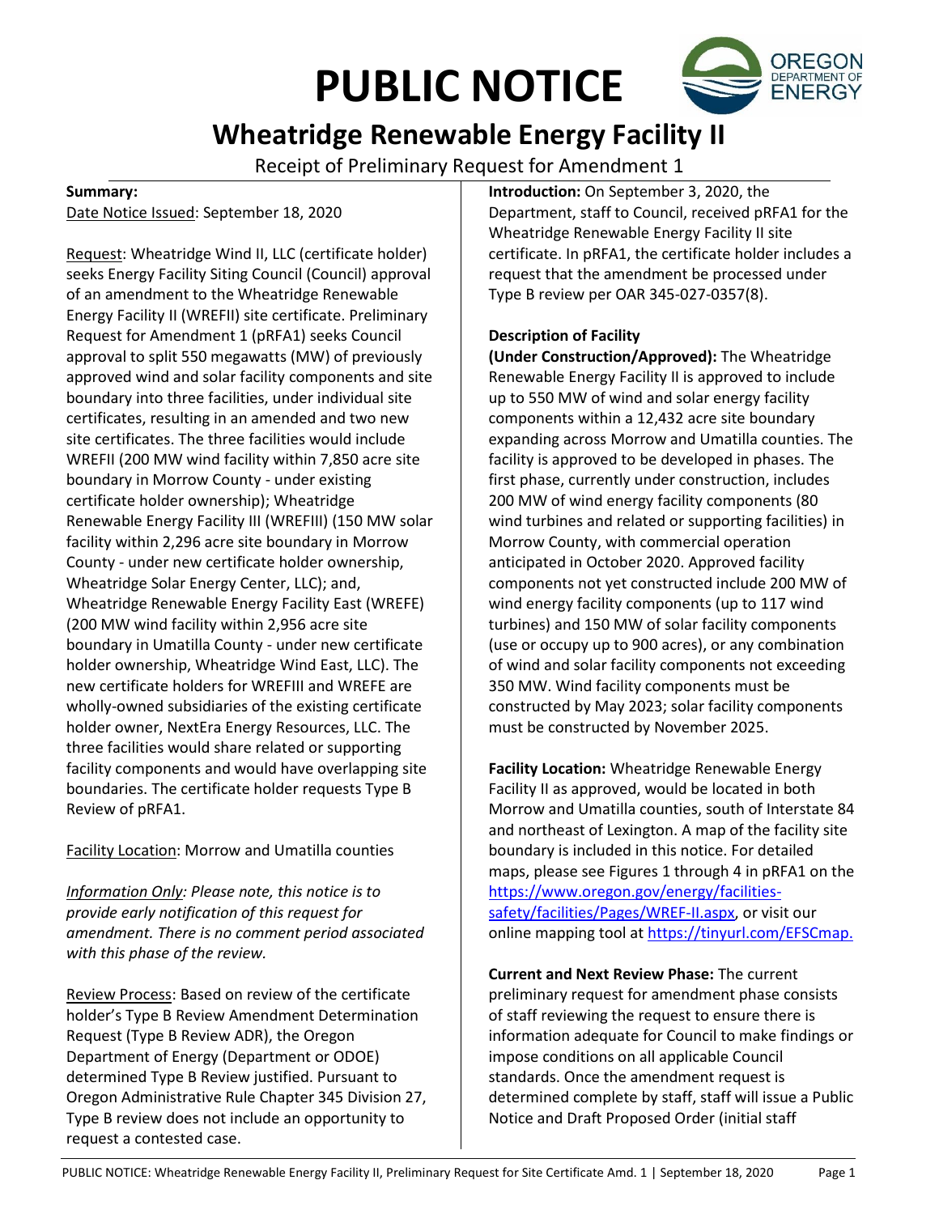# PUBLIC NOTICE

## Wheatridge Renewable Energy Facility II

Receipt of Preliminary Request for Amendment 1

**Summary:**

Date Notice Issued: September 18, 2020

Request: Wheatridge Wind II, LLC (certificate holder) seeks Energy Facility Siting Council (Council) approval of an amendment to the Wheatridge Renewable Energy Facility II (WREFII) site certificate. Preliminary Request for Amendment 1 (pRFA1) seeks Council approval to split 550 megawatts (MW) of previously approved wind and solar facility components and site boundary into three facilities, under individual site certificates, resulting in an amended and two new site certificates. The three facilities would include WREFII (200 MW wind facility within 7,850 acre site boundary in Morrow County - under existing certificate holder ownership); Wheatridge Renewable Energy Facility III (WREFIII) (150 MW solar facility within 2,296 acre site boundary in Morrow County - under new certificate holder ownership, Wheatridge Solar Energy Center, LLC); and, Wheatridge Renewable Energy Facility East (WREFE) (200 MW wind facility within 2,956 acre site boundary in Umatilla County - under new certificate holder ownership, Wheatridge Wind East, LLC). The new certificate holders for WREFIII and WREFE are wholly-owned subsidiaries of the existing certificate holder owner, NextEra Energy Resources, LLC. The three facilities would share related or supporting facility components and would have overlapping site boundaries. The certificate holder requests Type B Review of pRFA1.

Facility Location: Morrow and Umatilla counties

*Information Only: Please note, this notice is to provide early notification of this request for amendment. There is no comment period associated with this phase of the review.*

Review Process: Based on review of the certificate holder's Type B Review Amendment Determination Request (Type B Review ADR), the Oregon Department of Energy (Department or ODOE) determined Type B Review justified. Pursuant to Oregon Administrative Rule Chapter 345 Division 27, Type B review does not include an opportunity to request a contested case.

**Introduction:** On September 3, 2020, the Department, staff to Council, received pRFA1 for the Wheatridge Renewable Energy Facility II site certificate. In pRFA1, the certificate holder includes a request that the amendment be processed under Type B review per OAR 345-027-0357(8).

**Description of Facility (Under Construction/Approved):** The Wheatridge Renewable Energy Facility II is approved to include up to 550 MW of wind and solar energy facility components within a 12,432 acre site boundary expanding across Morrow and Umatilla counties. The facility is approved to be developed in phases. The first phase, currently under construction, includes 200 MW of wind energy facility components (80 wind turbines and related or supporting facilities) in Morrow County, with commercial operation anticipated in October 2020. Approved facility components not yet constructed include 200 MW of wind energy facility components (up to 117 wind turbines) and 150 MW of solar facility components (use or occupy up to 900 acres), or any combination of wind and solar facility components not exceeding 350 MW. Wind facility components must be constructed by May 2023; solar facility components must be constructed by November 2025.

**Facility Location:** Wheatridge Renewable Energy Facility II as approved, would be located in both Morrow and Umatilla counties, south of Interstate 84 and northeast of Lexington. A map of the facility site boundary is included in this notice. For detailed maps, please see Figures 1 through 4 in pRFA1 on the https://www.oregon.gov/energy/facilities-safety/facilities/Pages/WREF-II.aspx, or visit our online mapping tool at https://tinyurl.com/EFSCmap.

**Current and Next Review Phase:** The current preliminary request for amendment phase consists of staff reviewing the request to ensure there is information adequate for Council to make findings or impose conditions on all applicable Council standards. Once the amendment request is determined complete by staff, staff will issue a Public Notice and Draft Proposed Order (initial staff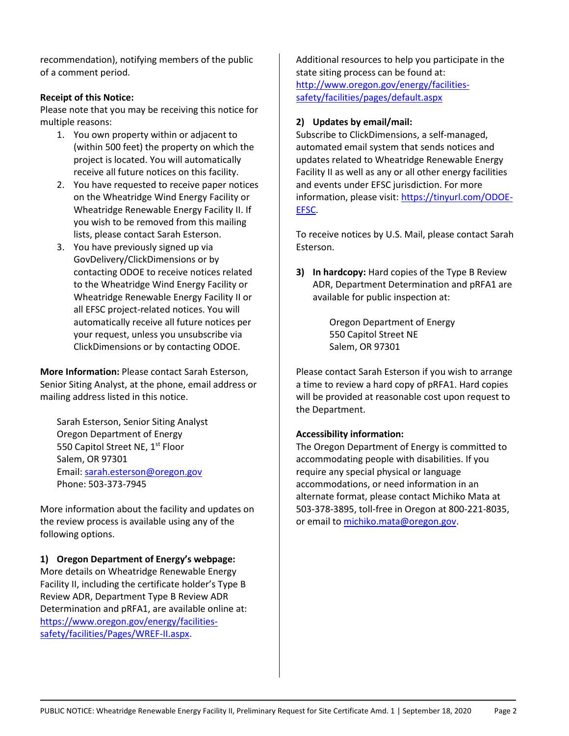recommendation), notifying members of the public of a comment period.

**Receipt of this Notice:**
Please note that you may be receiving this notice for multiple reasons:

1. You own property within or adjacent to (within 500 feet) the property on which the project is located. You will automatically receive all future notices on this facility.
2. You have requested to receive paper notices on the Wheatridge Wind Energy Facility or Wheatridge Renewable Energy Facility II. If you wish to be removed from this mailing lists, please contact Sarah Esterson.
3. You have previously signed up via GovDelivery/ClickDimensions or by contacting ODOE to receive notices related to the Wheatridge Wind Energy Facility or Wheatridge Renewable Energy Facility II or all EFSC project-related notices. You will automatically receive all future notices per your request, unless you unsubscribe via ClickDimensions or by contacting ODOE.

**More Information:** Please contact Sarah Esterson, Senior Siting Analyst, at the phone, email address or mailing address listed in this notice.

Sarah Esterson, Senior Siting Analyst
Oregon Department of Energy
550 Capitol Street NE, 1st Floor
Salem, OR 97301
Email: sarah.esterson@oregon.gov
Phone: 503-373-7945

More information about the facility and updates on the review process is available using any of the following options.

**1) Oregon Department of Energy's webpage:**
More details on Wheatridge Renewable Energy Facility II, including the certificate holder's Type B Review ADR, Department Type B Review ADR Determination and pRFA1, are available online at: https://www.oregon.gov/energy/facilities-safety/facilities/Pages/WREF-II.aspx.

Additional resources to help you participate in the state siting process can be found at: http://www.oregon.gov/energy/facilities-safety/facilities/pages/default.aspx

**2) Updates by email/mail:**
Subscribe to ClickDimensions, a self-managed, automated email system that sends notices and updates related to Wheatridge Renewable Energy Facility II as well as any or all other energy facilities and events under EFSC jurisdiction. For more information, please visit: https://tinyurl.com/ODOE-EFSC.

To receive notices by U.S. Mail, please contact Sarah Esterson.

**3) In hardcopy:** Hard copies of the Type B Review ADR, Department Determination and pRFA1 are available for public inspection at:

Oregon Department of Energy
550 Capitol Street NE
Salem, OR 97301

Please contact Sarah Esterson if you wish to arrange a time to review a hard copy of pRFA1. Hard copies will be provided at reasonable cost upon request to the Department.

**Accessibility information:**
The Oregon Department of Energy is committed to accommodating people with disabilities. If you require any special physical or language accommodations, or need information in an alternate format, please contact Michiko Mata at 503-378-3895, toll-free in Oregon at 800-221-8035, or email to michiko.mata@oregon.gov.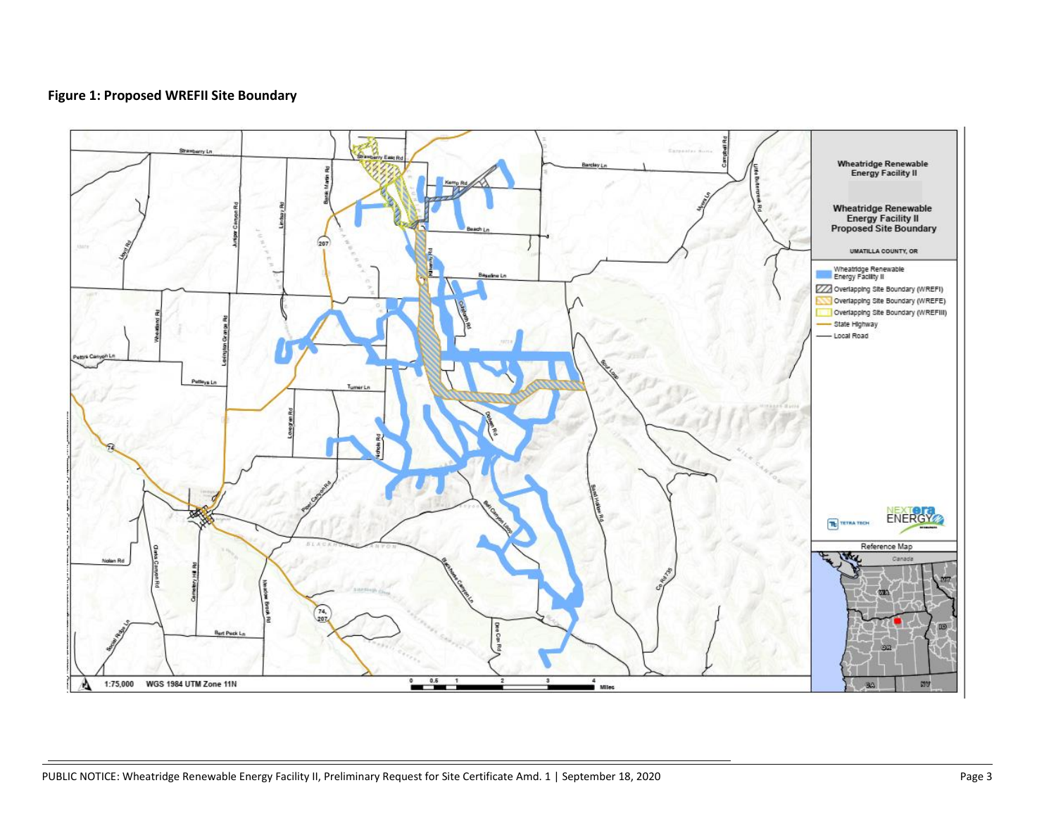**Figure 1: Proposed WREFII Site Boundary**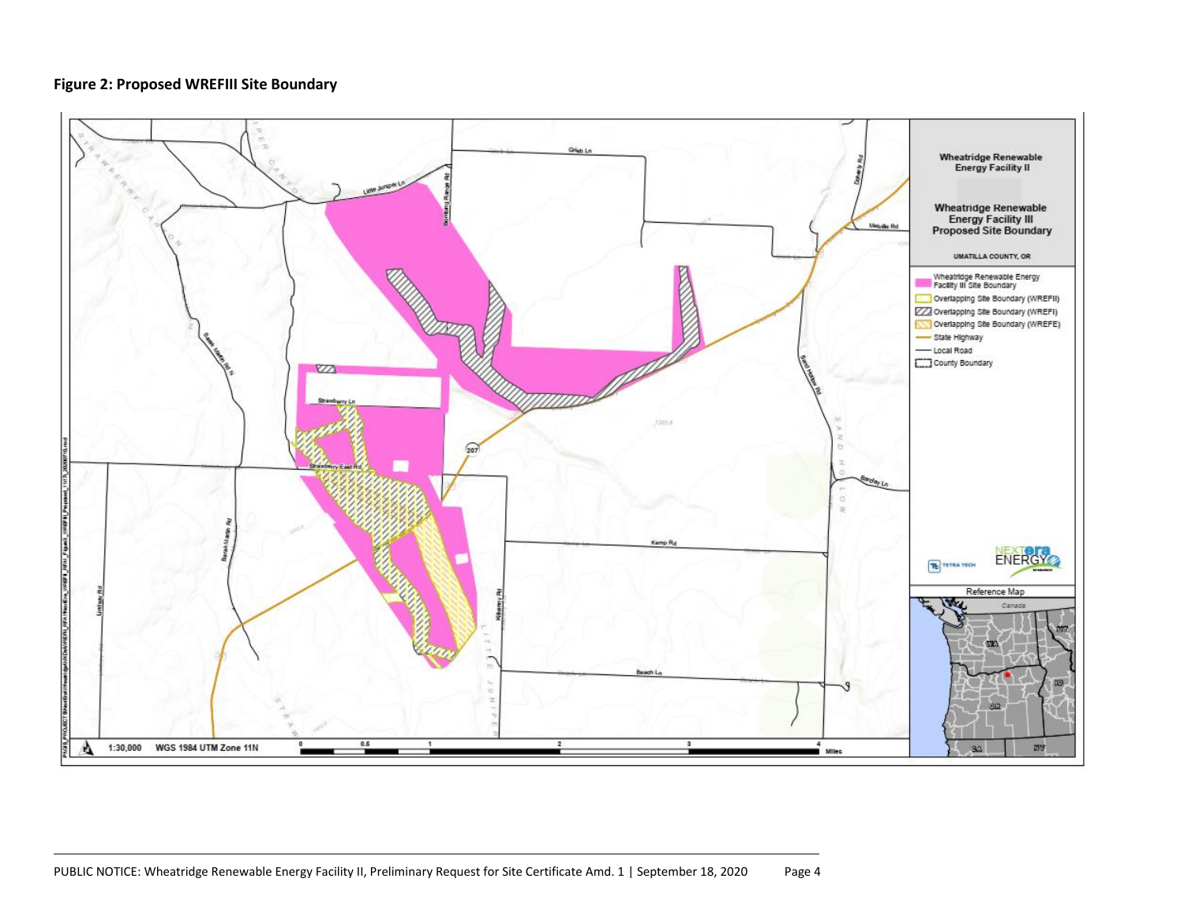**Figure 2: Proposed WREFIII Site Boundary**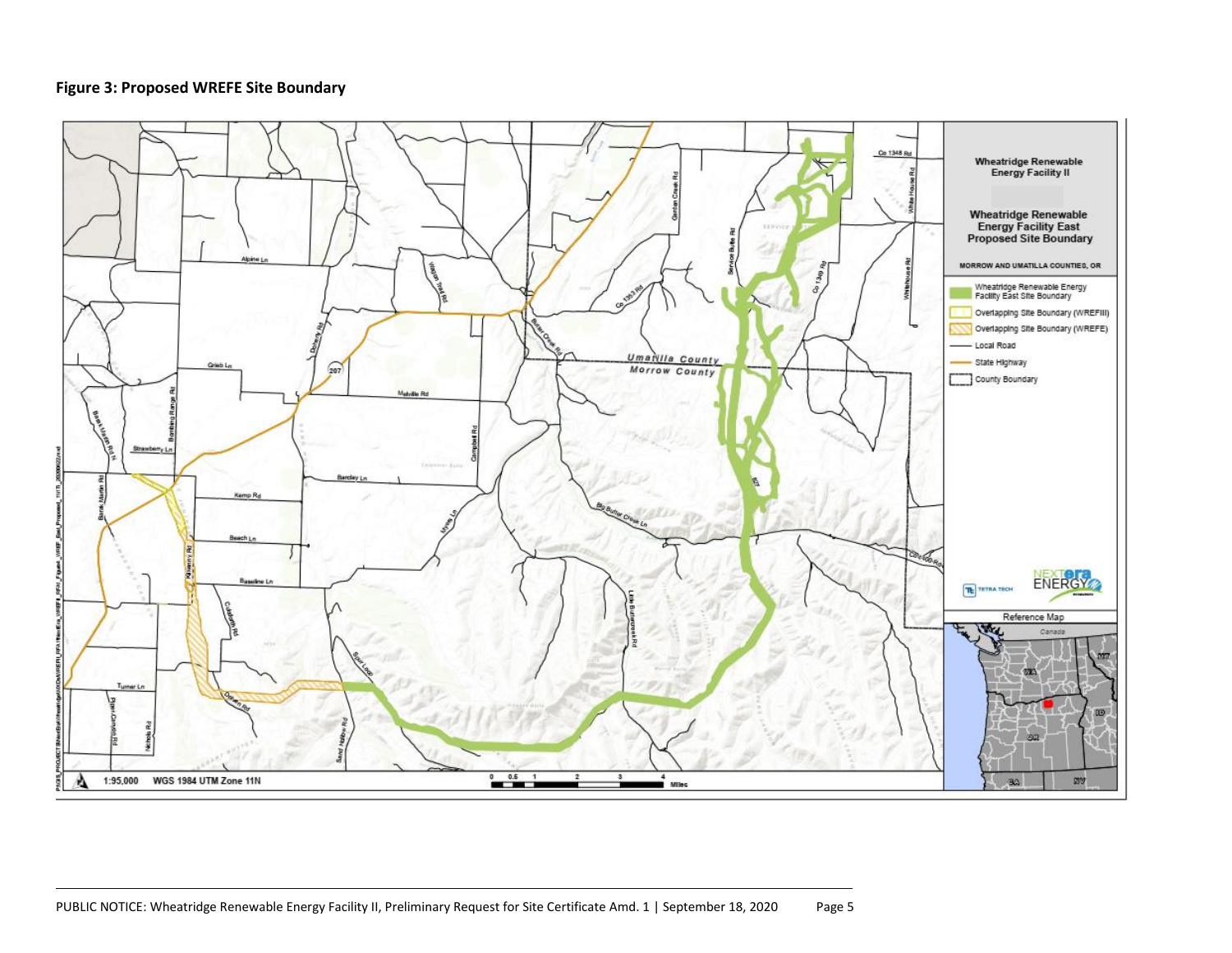**Figure 3: Proposed WREFE Site Boundary**

Wheatridge Renewable Energy Facility II

Wheatridge Renewable Energy Facility East Proposed Site Boundary

MORROW AND UMATILLA COUNTIES, OR

Wheatridge Renewable Energy Facility East Site Boundary

Overlapping Site Boundary (WREFIII)

Overlapping Site Boundary (WREFE)

Local Road

State Highway

County Boundary

Umatilla County

Morrow County

Reference Map

1:95,000 WGS 1984 UTM Zone 11N

0 0.5 1 2 3 4 Miles